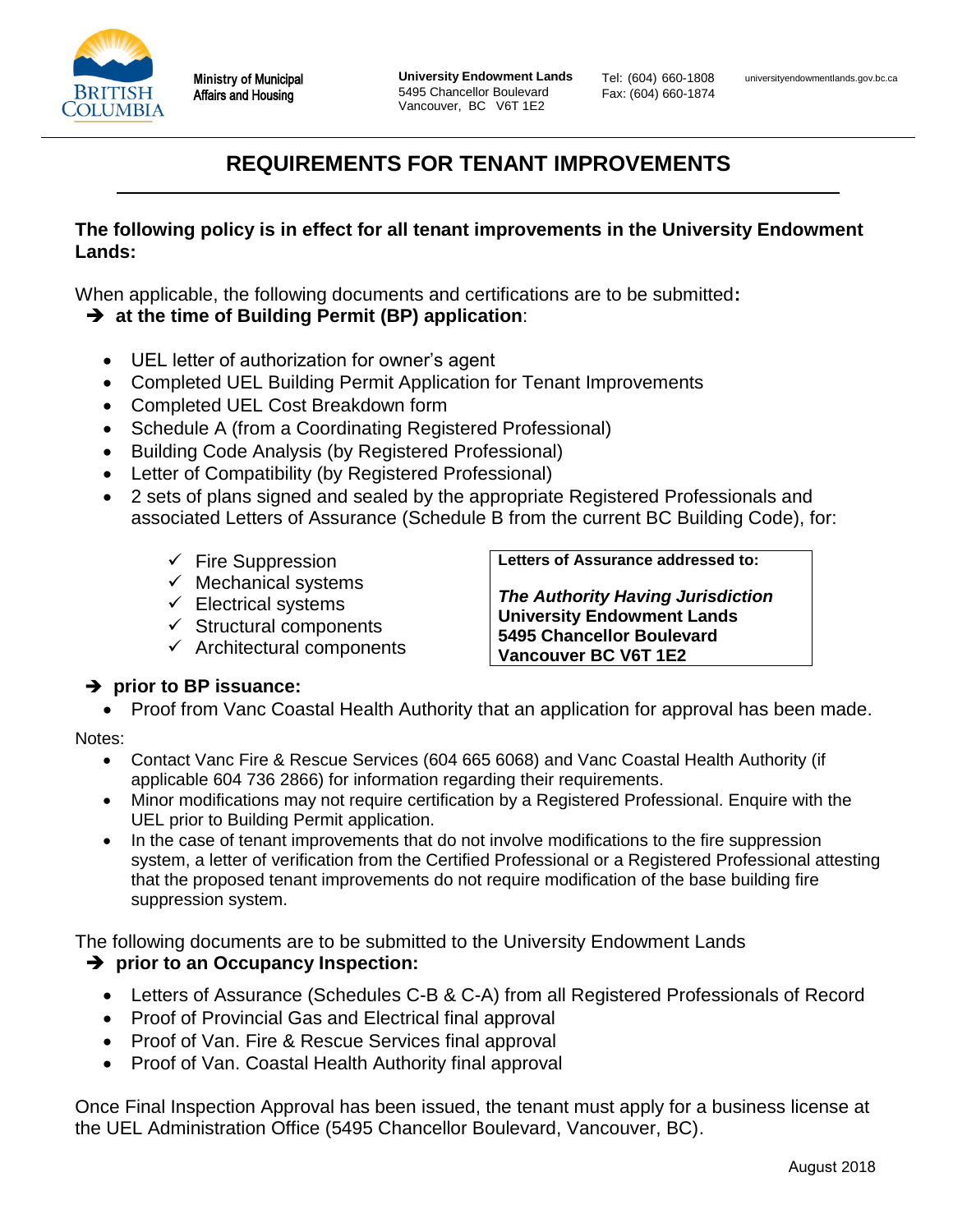Ministry of Municipal Affairs and Housing

**University Endowment Lands**
5495 Chancellor Boulevard
Vancouver, BC V6T 1E2

Tel: (604) 660-1808
Fax: (604) 660-1874

universityendowmentlands.gov.bc.ca

# REQUIREMENTS FOR TENANT IMPROVEMENTS

**The following policy is in effect for all tenant improvements in the University Endowment Lands:**

When applicable, the following documents and certifications are to be submitted**:**

➔ **at the time of Building Permit (BP) application**:

- UEL letter of authorization for owner's agent
- Completed UEL Building Permit Application for Tenant Improvements
- Completed UEL Cost Breakdown form
- Schedule A (from a Coordinating Registered Professional)
- Building Code Analysis (by Registered Professional)
- Letter of Compatibility (by Registered Professional)
- 2 sets of plans signed and sealed by the appropriate Registered Professionals and associated Letters of Assurance (Schedule B from the current BC Building Code), for:
  - ✓ Fire Suppression
  - ✓ Mechanical systems
  - ✓ Electrical systems
  - ✓ Structural components
  - ✓ Architectural components

**Letters of Assurance addressed to:**

***The Authority Having Jurisdiction***
**University Endowment Lands**
**5495 Chancellor Boulevard**
**Vancouver BC V6T 1E2**

➔ **prior to BP issuance:**

- Proof from Vanc Coastal Health Authority that an application for approval has been made.

Notes:

- Contact Vanc Fire & Rescue Services (604 665 6068) and Vanc Coastal Health Authority (if applicable 604 736 2866) for information regarding their requirements.
- Minor modifications may not require certification by a Registered Professional. Enquire with the UEL prior to Building Permit application.
- In the case of tenant improvements that do not involve modifications to the fire suppression system, a letter of verification from the Certified Professional or a Registered Professional attesting that the proposed tenant improvements do not require modification of the base building fire suppression system.

The following documents are to be submitted to the University Endowment Lands

➔ **prior to an Occupancy Inspection:**

- Letters of Assurance (Schedules C-B & C-A) from all Registered Professionals of Record
- Proof of Provincial Gas and Electrical final approval
- Proof of Van. Fire & Rescue Services final approval
- Proof of Van. Coastal Health Authority final approval

Once Final Inspection Approval has been issued, the tenant must apply for a business license at the UEL Administration Office (5495 Chancellor Boulevard, Vancouver, BC).

August 2018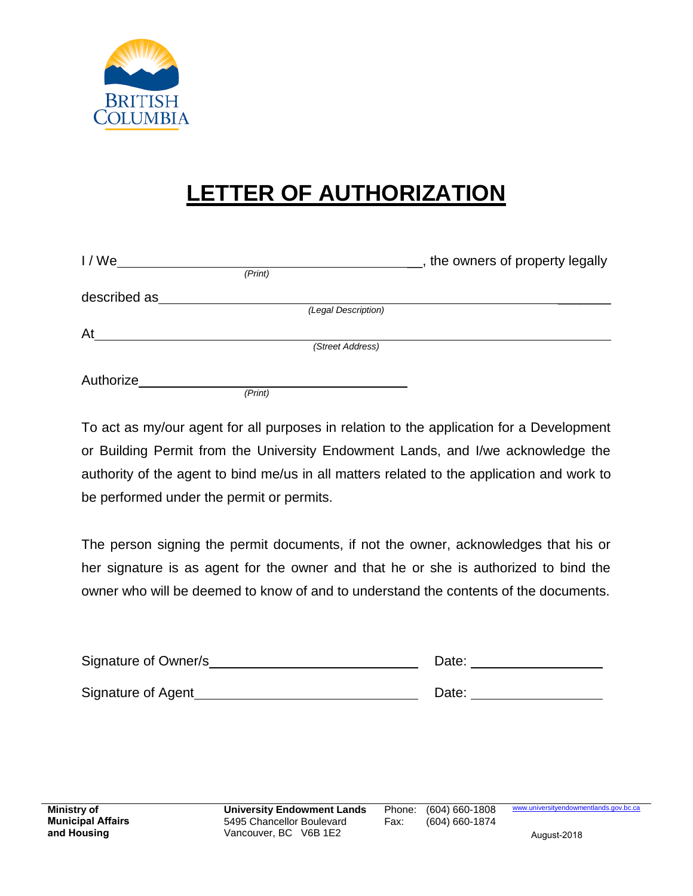BRITISH COLUMBIA

# LETTER OF AUTHORIZATION

I / We ________________________________________________, the owners of property legally
*(Print)*

described as ______________________________________________________________
*(Legal Description)*

At ____________________________________________________________________
*(Street Address)*

Authorize ______________________________________
*(Print)*

To act as my/our agent for all purposes in relation to the application for a Development or Building Permit from the University Endowment Lands, and I/we acknowledge the authority of the agent to bind me/us in all matters related to the application and work to be performed under the permit or permits.

The person signing the permit documents, if not the owner, acknowledges that his or her signature is as agent for the owner and that he or she is authorized to bind the owner who will be deemed to know of and to understand the contents of the documents.

Signature of Owner/s ______________________________ Date: __________________

Signature of Agent ________________________________ Date: __________________

**Ministry of Municipal Affairs and Housing**

**University Endowment Lands**
5495 Chancellor Boulevard
Vancouver, BC V6B 1E2

Phone: (604) 660-1808
Fax: (604) 660-1874

www.universityendowmentlands.gov.bc.ca

August-2018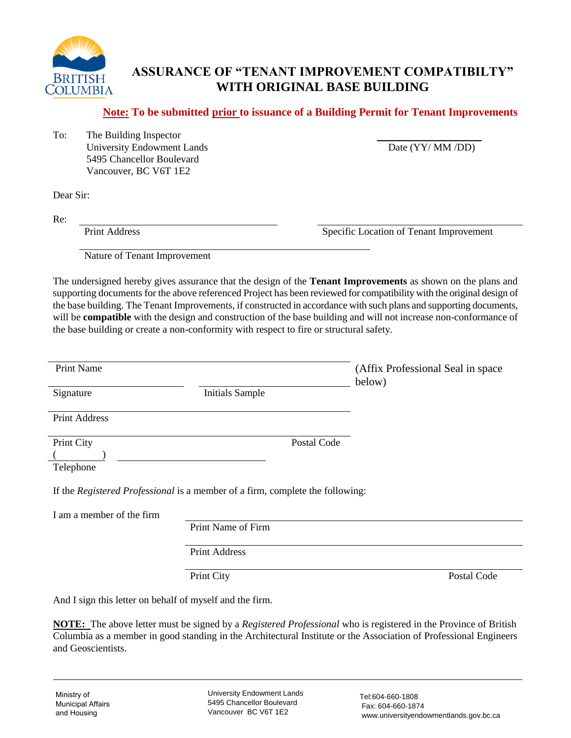# ASSURANCE OF "TENANT IMPROVEMENT COMPATIBILTY" WITH ORIGINAL BASE BUILDING

**Note: To be submitted prior to issuance of a Building Permit for Tenant Improvements**

To: The Building Inspector
University Endowment Lands
5495 Chancellor Boulevard
Vancouver, BC V6T 1E2

\_\_\_\_\_\_\_\_\_\_\_\_\_\_\_\_\_\_\_\_
Date (YY/ MM /DD)

Dear Sir:

Re: \_\_\_\_\_\_\_\_\_\_\_\_\_\_\_\_\_\_\_\_\_\_\_\_\_\_\_\_\_\_ \_\_\_\_\_\_\_\_\_\_\_\_\_\_\_\_\_\_\_\_\_\_\_\_\_\_\_\_\_\_
Print Address Specific Location of Tenant Improvement

\_\_\_\_\_\_\_\_\_\_\_\_\_\_\_\_\_\_\_\_\_\_\_\_\_\_\_\_\_\_\_\_\_\_\_\_\_\_\_\_\_\_\_\_
Nature of Tenant Improvement

The undersigned hereby gives assurance that the design of the **Tenant Improvements** as shown on the plans and supporting documents for the above referenced Project has been reviewed for compatibility with the original design of the base building. The Tenant Improvements, if constructed in accordance with such plans and supporting documents, will be **compatible** with the design and construction of the base building and will not increase non-conformance of the base building or create a non-conformity with respect to fire or structural safety.

\_\_\_\_\_\_\_\_\_\_\_\_\_\_\_\_\_\_\_\_\_\_\_\_\_\_\_\_\_\_\_\_\_\_\_\_\_\_\_\_\_\_\_\_
Print Name

(Affix Professional Seal in space below)

\_\_\_\_\_\_\_\_\_\_\_\_\_\_\_\_\_\_\_\_ \_\_\_\_\_\_\_\_\_\_\_\_\_\_\_\_\_\_\_\_
Signature Initials Sample

\_\_\_\_\_\_\_\_\_\_\_\_\_\_\_\_\_\_\_\_\_\_\_\_\_\_\_\_\_\_\_\_\_\_\_\_\_\_\_\_\_\_\_\_
Print Address

\_\_\_\_\_\_\_\_\_\_\_\_\_\_\_\_\_\_\_\_\_\_\_\_\_\_\_\_\_\_\_\_\_\_\_\_\_\_\_\_\_\_\_\_
Print City Postal Code

( ) \_\_\_\_\_\_\_\_\_\_\_\_\_\_\_\_\_\_\_\_
Telephone

If the *Registered Professional* is a member of a firm, complete the following:

I am a member of the firm \_\_\_\_\_\_\_\_\_\_\_\_\_\_\_\_\_\_\_\_\_\_\_\_\_\_\_\_\_\_\_\_\_\_\_\_\_\_\_\_\_\_\_\_
Print Name of Firm

\_\_\_\_\_\_\_\_\_\_\_\_\_\_\_\_\_\_\_\_\_\_\_\_\_\_\_\_\_\_\_\_\_\_\_\_\_\_\_\_\_\_\_\_
Print Address

\_\_\_\_\_\_\_\_\_\_\_\_\_\_\_\_\_\_\_\_\_\_\_\_\_\_\_\_\_\_\_\_\_\_\_\_\_\_\_\_\_\_\_\_
Print City Postal Code

And I sign this letter on behalf of myself and the firm.

**NOTE:** The above letter must be signed by a *Registered Professional* who is registered in the Province of British Columbia as a member in good standing in the Architectural Institute or the Association of Professional Engineers and Geoscientists.

Ministry of Municipal Affairs and Housing | University Endowment Lands, 5495 Chancellor Boulevard, Vancouver BC V6T 1E2 | Tel:604-660-1808, Fax: 604-660-1874, www.universityendowmentlands.gov.bc.ca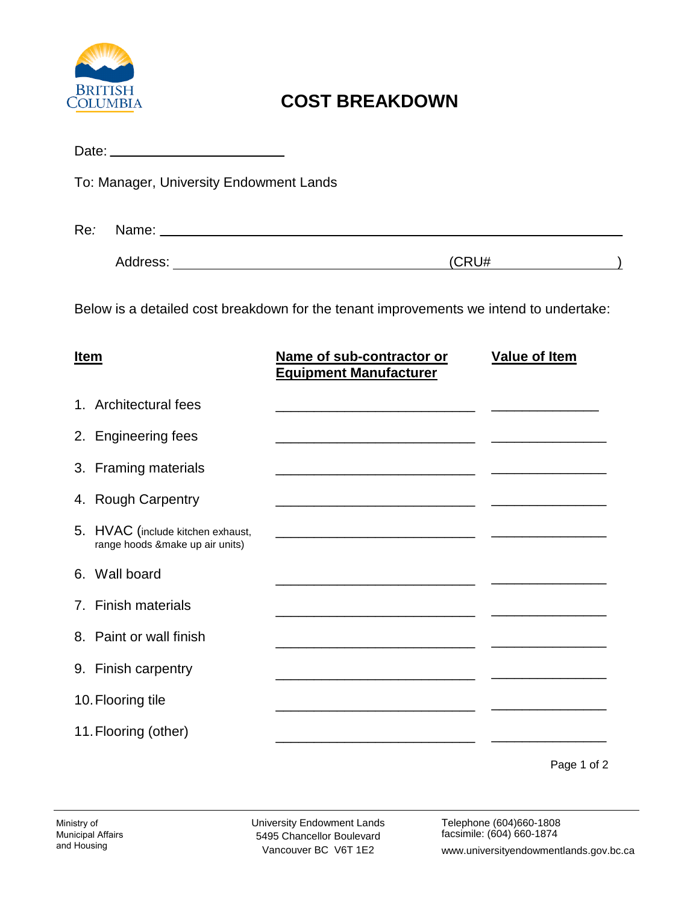BRITISH COLUMBIA

# COST BREAKDOWN

Date: ______________________

To: Manager, University Endowment Lands

Re: Name: ______________________________________________

Address: ______________________________ (CRU# ______________)

Below is a detailed cost breakdown for the tenant improvements we intend to undertake:

| Item | Name of sub-contractor or Equipment Manufacturer | Value of Item |
|---|---|---|
| 1. Architectural fees | ______________________ | ____________ |
| 2. Engineering fees | ______________________ | ____________ |
| 3. Framing materials | ______________________ | ____________ |
| 4. Rough Carpentry | ______________________ | ____________ |
| 5. HVAC (include kitchen exhaust, range hoods &make up air units) | ______________________ | ____________ |
| 6. Wall board | ______________________ | ____________ |
| 7. Finish materials | ______________________ | ____________ |
| 8. Paint or wall finish | ______________________ | ____________ |
| 9. Finish carpentry | ______________________ | ____________ |
| 10. Flooring tile | ______________________ | ____________ |
| 11. Flooring (other) | ______________________ | ____________ |

Ministry of Municipal Affairs and Housing

University Endowment Lands
5495 Chancellor Boulevard
Vancouver BC V6T 1E2

Telephone (604)660-1808
facsimile: (604) 660-1874
www.universityendowmentlands.gov.bc.ca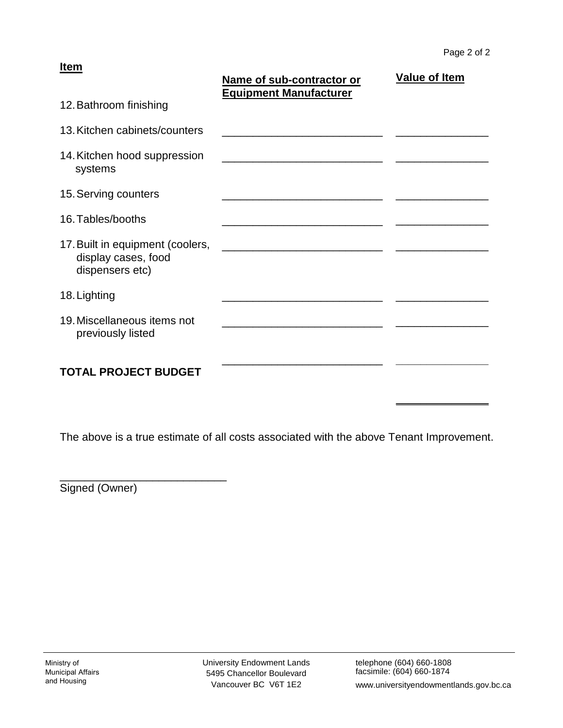| Item | Name of sub-contractor or Equipment Manufacturer | Value of Item |
| --- | --- | --- |
| 12. Bathroom finishing | | |
| 13. Kitchen cabinets/counters | ___________________________ | _______________ |
| 14. Kitchen hood suppression systems | ___________________________ | _______________ |
| 15. Serving counters | ___________________________ | _______________ |
| 16. Tables/booths | ___________________________ | _______________ |
| 17. Built in equipment (coolers, display cases, food dispensers etc) | ___________________________ | _______________ |
| 18. Lighting | ___________________________ | _______________ |
| 19. Miscellaneous items not previously listed | ___________________________ | _______________ |
| | ___________________________ | _______________ |
| **TOTAL PROJECT BUDGET** | | _______________ |

The above is a true estimate of all costs associated with the above Tenant Improvement.

___________________________
Signed (Owner)

Ministry of Municipal Affairs and Housing

University Endowment Lands
5495 Chancellor Boulevard
Vancouver BC V6T 1E2

telephone (604) 660-1808
facsimile: (604) 660-1874
www.universityendowmentlands.gov.bc.ca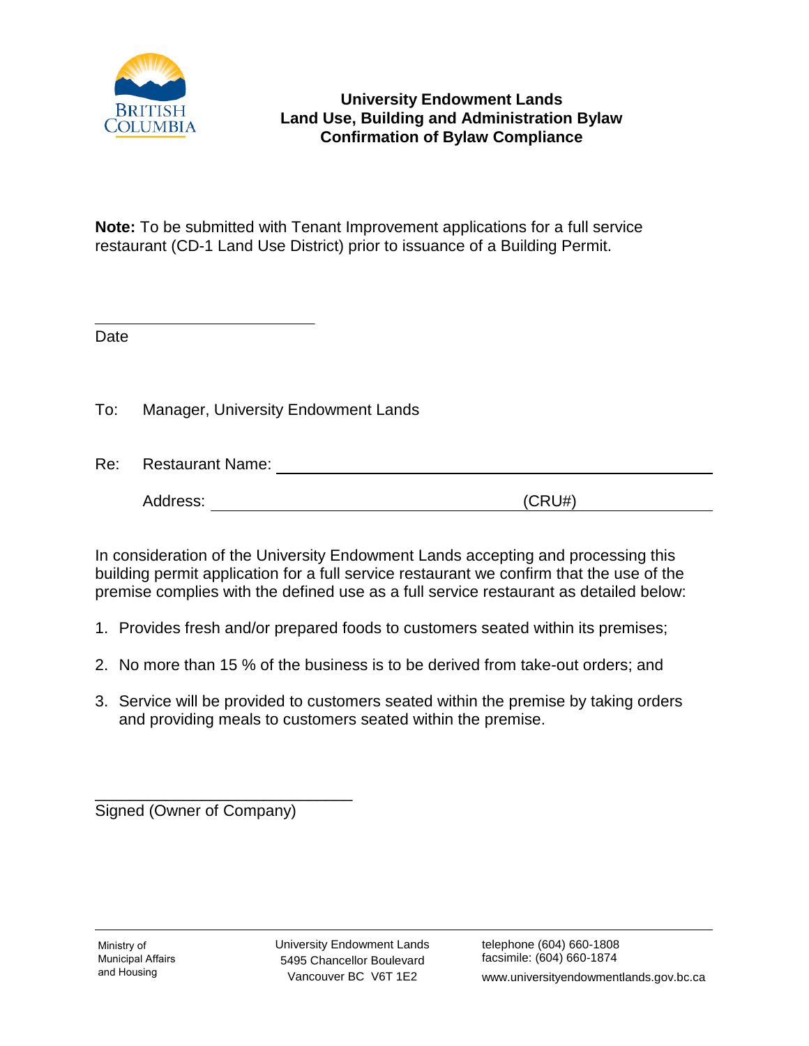**University Endowment Lands**
**Land Use, Building and Administration Bylaw**
**Confirmation of Bylaw Compliance**

**Note:** To be submitted with Tenant Improvement applications for a full service restaurant (CD-1 Land Use District) prior to issuance of a Building Permit.

\_\_\_\_\_\_\_\_\_\_\_\_\_\_\_\_\_\_\_\_\_\_\_\_\_\_
Date

To: Manager, University Endowment Lands

Re: Restaurant Name: \_\_\_\_\_\_\_\_\_\_\_\_\_\_\_\_\_\_\_\_\_\_\_\_\_\_\_\_\_\_\_\_\_\_\_\_\_\_\_\_\_\_\_\_

Address: \_\_\_\_\_\_\_\_\_\_\_\_\_\_\_\_\_\_\_\_\_\_\_\_\_\_\_\_\_\_\_\_\_\_\_\_ (CRU#) \_\_\_\_\_\_\_\_\_\_\_\_

In consideration of the University Endowment Lands accepting and processing this building permit application for a full service restaurant we confirm that the use of the premise complies with the defined use as a full service restaurant as detailed below:

1. Provides fresh and/or prepared foods to customers seated within its premises;
2. No more than 15 % of the business is to be derived from take-out orders; and
3. Service will be provided to customers seated within the premise by taking orders and providing meals to customers seated within the premise.

\_\_\_\_\_\_\_\_\_\_\_\_\_\_\_\_\_\_\_\_\_\_\_\_\_\_\_\_\_\_
Signed (Owner of Company)

Ministry of Municipal Affairs and Housing

University Endowment Lands
5495 Chancellor Boulevard
Vancouver BC V6T 1E2

telephone (604) 660-1808
facsimile: (604) 660-1874
www.universityendowmentlands.gov.bc.ca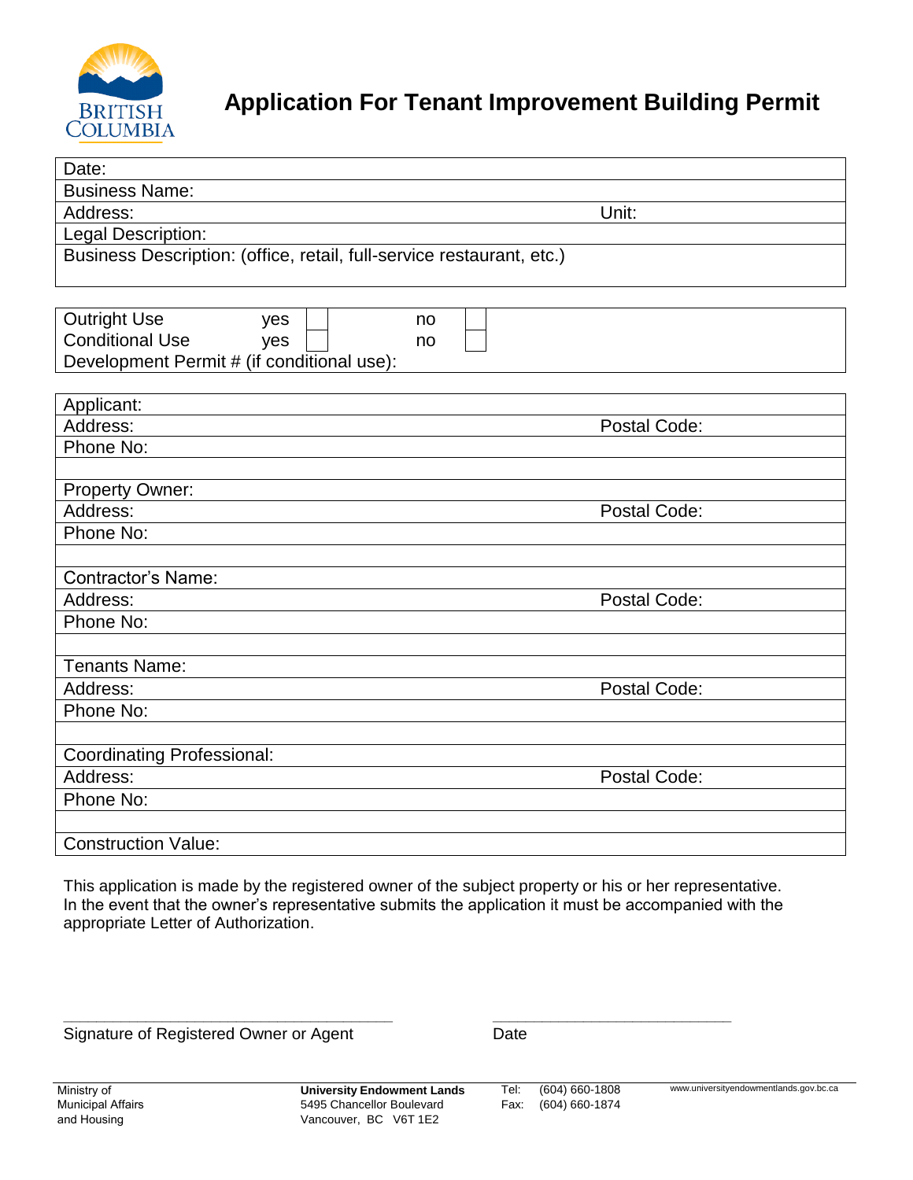# Application For Tenant Improvement Building Permit

| Date: | |
|---|---|
| Business Name: | |
| Address: | Unit: |
| Legal Description: | |
| Business Description: (office, retail, full-service restaurant, etc.) | |

| | | | | |
|---|---|---|---|---|
| Outright Use | yes | ☐ | no | ☐ |
| Conditional Use | yes | ☐ | no | ☐ |
| Development Permit # (if conditional use): | | | | |

| | |
|---|---|
| Applicant: | |
| Address: | Postal Code: |
| Phone No: | |
| | |
| Property Owner: | |
| Address: | Postal Code: |
| Phone No: | |
| | |
| Contractor's Name: | |
| Address: | Postal Code: |
| Phone No: | |
| | |
| Tenants Name: | |
| Address: | Postal Code: |
| Phone No: | |
| | |
| Coordinating Professional: | |
| Address: | Postal Code: |
| Phone No: | |
| | |
| Construction Value: | |

This application is made by the registered owner of the subject property or his or her representative. In the event that the owner's representative submits the application it must be accompanied with the appropriate Letter of Authorization.

_______________________________________ ____________________________

Signature of Registered Owner or Agent Date

Ministry of Municipal Affairs and Housing

**University Endowment Lands**
5495 Chancellor Boulevard
Vancouver, BC V6T 1E2

Tel: (604) 660-1808
Fax: (604) 660-1874

www.universityendowmentlands.gov.bc.ca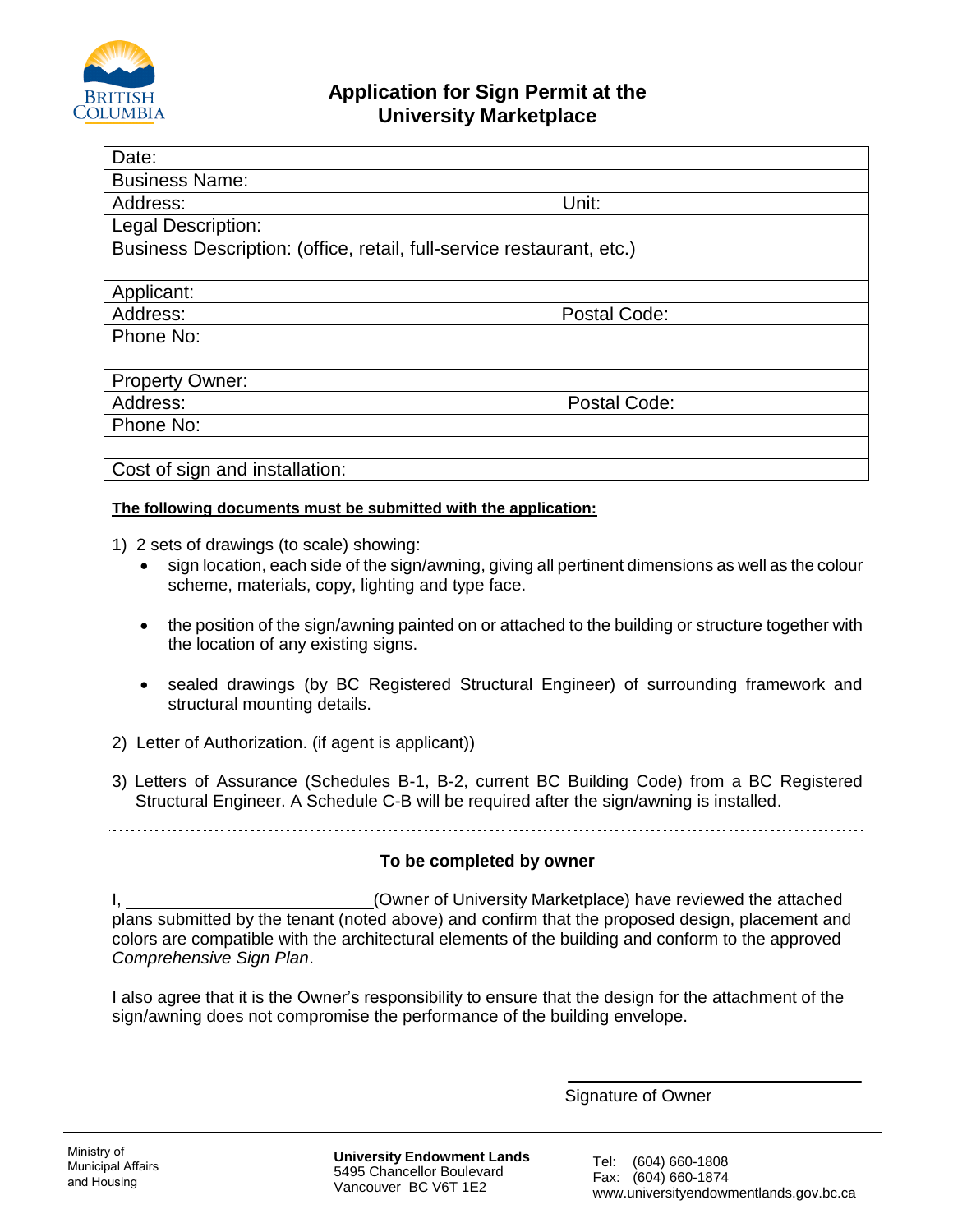# Application for Sign Permit at the University Marketplace

| Date: | |
|---|---|
| Business Name: | |
| Address: | Unit: |
| Legal Description: | |
| Business Description: (office, retail, full-service restaurant, etc.) | |
| Applicant: | |
| Address: | Postal Code: |
| Phone No: | |
| | |
| Property Owner: | |
| Address: | Postal Code: |
| Phone No: | |
| | |
| Cost of sign and installation: | |

**The following documents must be submitted with the application:**

1) 2 sets of drawings (to scale) showing:
   - sign location, each side of the sign/awning, giving all pertinent dimensions as well as the colour scheme, materials, copy, lighting and type face.
   - the position of the sign/awning painted on or attached to the building or structure together with the location of any existing signs.
   - sealed drawings (by BC Registered Structural Engineer) of surrounding framework and structural mounting details.
2) Letter of Authorization. (if agent is applicant))
3) Letters of Assurance (Schedules B-1, B-2, current BC Building Code) from a BC Registered Structural Engineer. A Schedule C-B will be required after the sign/awning is installed.

---

**To be completed by owner**

I, \_\_\_\_\_\_\_\_\_\_\_\_\_\_\_\_\_\_\_\_\_\_\_\_\_\_(Owner of University Marketplace) have reviewed the attached plans submitted by the tenant (noted above) and confirm that the proposed design, placement and colors are compatible with the architectural elements of the building and conform to the approved *Comprehensive Sign Plan*.

I also agree that it is the Owner's responsibility to ensure that the design for the attachment of the sign/awning does not compromise the performance of the building envelope.

\_\_\_\_\_\_\_\_\_\_\_\_\_\_\_\_\_\_\_\_\_\_\_\_\_\_

Signature of Owner

Ministry of Municipal Affairs and Housing

**University Endowment Lands**
5495 Chancellor Boulevard
Vancouver BC V6T 1E2

Tel: (604) 660-1808
Fax: (604) 660-1874
www.universityendowmentlands.gov.bc.ca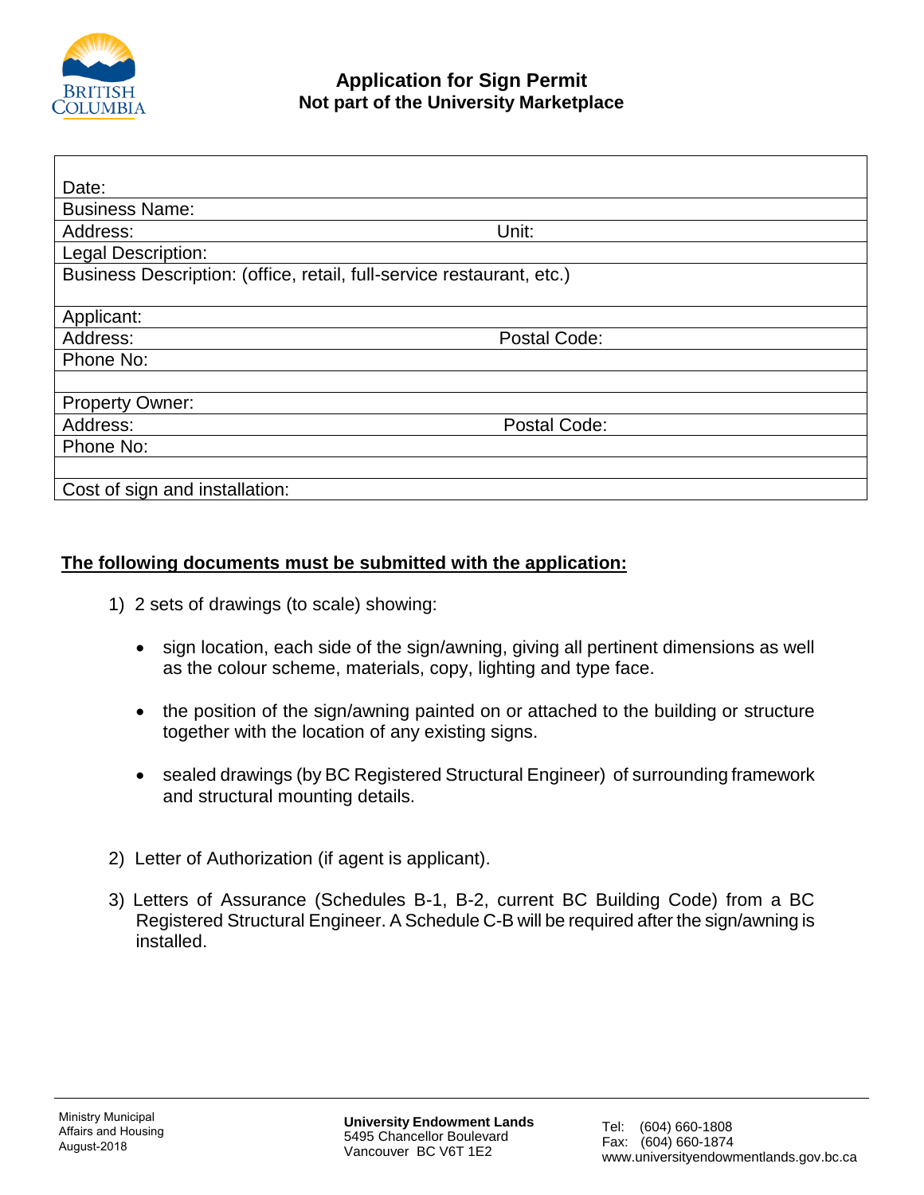BRITISH COLUMBIA

# Application for Sign Permit
## Not part of the University Marketplace

| | |
|---|---|
| Date: | |
| Business Name: | |
| Address: | Unit: |
| Legal Description: | |
| Business Description: (office, retail, full-service restaurant, etc.) | |
| Applicant: | |
| Address: | Postal Code: |
| Phone No: | |
| | |
| Property Owner: | |
| Address: | Postal Code: |
| Phone No: | |
| | |
| Cost of sign and installation: | |

**The following documents must be submitted with the application:**

1) 2 sets of drawings (to scale) showing:

   - sign location, each side of the sign/awning, giving all pertinent dimensions as well as the colour scheme, materials, copy, lighting and type face.
   - the position of the sign/awning painted on or attached to the building or structure together with the location of any existing signs.
   - sealed drawings (by BC Registered Structural Engineer) of surrounding framework and structural mounting details.

2) Letter of Authorization (if agent is applicant).

3) Letters of Assurance (Schedules B-1, B-2, current BC Building Code) from a BC Registered Structural Engineer. A Schedule C-B will be required after the sign/awning is installed.

Ministry Municipal Affairs and Housing
August-2018

**University Endowment Lands**
5495 Chancellor Boulevard
Vancouver BC V6T 1E2

Tel: (604) 660-1808
Fax: (604) 660-1874
www.universityendowmentlands.gov.bc.ca